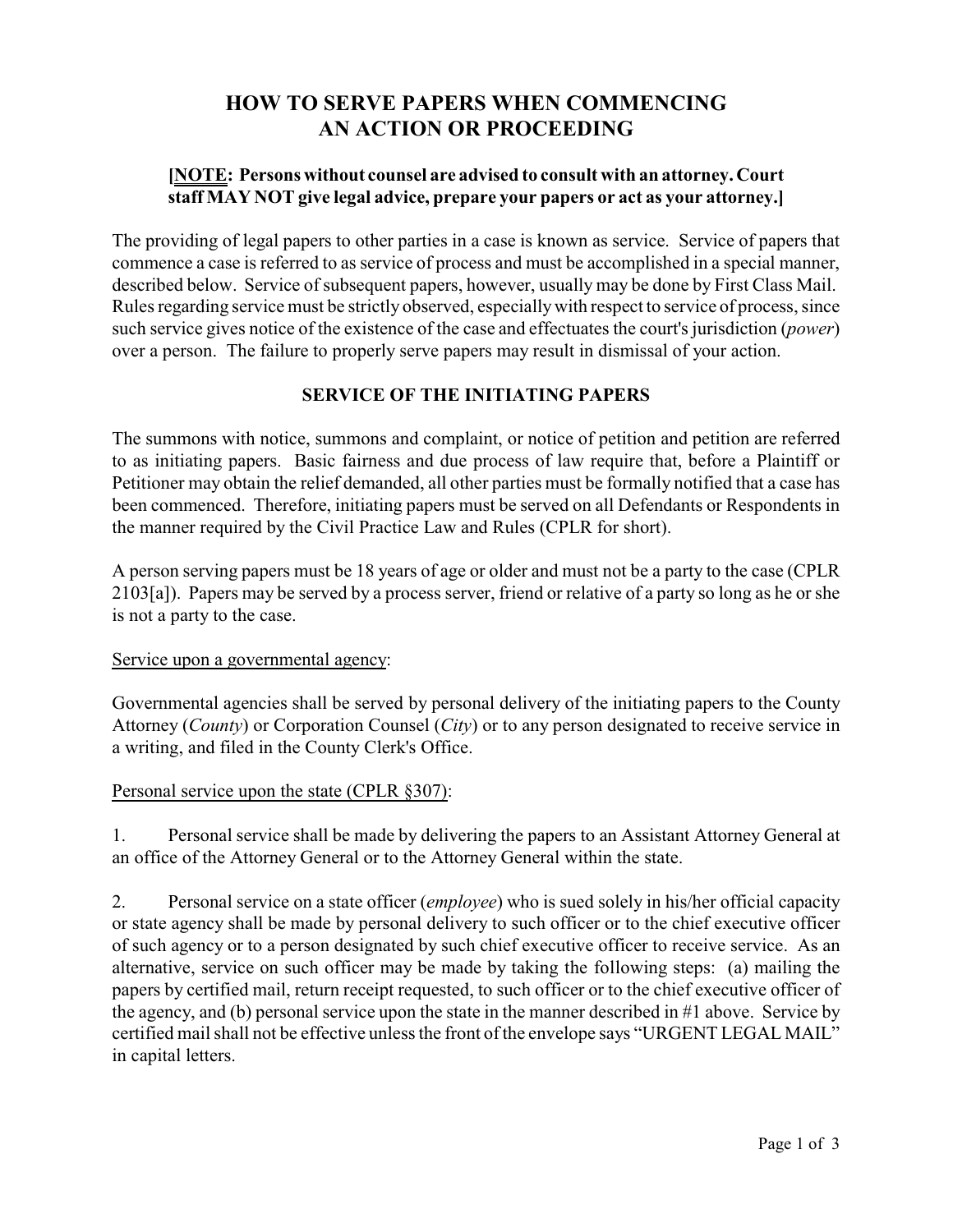# HOW TO SERVE PAPERS WHEN COMMENCING AN ACTION OR PROCEEDING

**[<u>NOTE</u>: Persons without counsel are advised to consult with an attorney. Court staff MAY NOT give legal advice, prepare your papers or act as your attorney.]**

The providing of legal papers to other parties in a case is known as service. Service of papers that commence a case is referred to as service of process and must be accomplished in a special manner, described below. Service of subsequent papers, however, usually may be done by First Class Mail. Rules regarding service must be strictly observed, especially with respect to service of process, since such service gives notice of the existence of the case and effectuates the court's jurisdiction (*power*) over a person. The failure to properly serve papers may result in dismissal of your action.

## SERVICE OF THE INITIATING PAPERS

The summons with notice, summons and complaint, or notice of petition and petition are referred to as initiating papers. Basic fairness and due process of law require that, before a Plaintiff or Petitioner may obtain the relief demanded, all other parties must be formally notified that a case has been commenced. Therefore, initiating papers must be served on all Defendants or Respondents in the manner required by the Civil Practice Law and Rules (CPLR for short).

A person serving papers must be 18 years of age or older and must not be a party to the case (CPLR 2103[a]). Papers may be served by a process server, friend or relative of a party so long as he or she is not a party to the case.

<u>Service upon a governmental agency</u>:

Governmental agencies shall be served by personal delivery of the initiating papers to the County Attorney (*County*) or Corporation Counsel (*City*) or to any person designated to receive service in a writing, and filed in the County Clerk's Office.

<u>Personal service upon the state (CPLR §307)</u>:

1. Personal service shall be made by delivering the papers to an Assistant Attorney General at an office of the Attorney General or to the Attorney General within the state.

2. Personal service on a state officer (*employee*) who is sued solely in his/her official capacity or state agency shall be made by personal delivery to such officer or to the chief executive officer of such agency or to a person designated by such chief executive officer to receive service. As an alternative, service on such officer may be made by taking the following steps: (a) mailing the papers by certified mail, return receipt requested, to such officer or to the chief executive officer of the agency, and (b) personal service upon the state in the manner described in #1 above. Service by certified mail shall not be effective unless the front of the envelope says "URGENT LEGAL MAIL" in capital letters.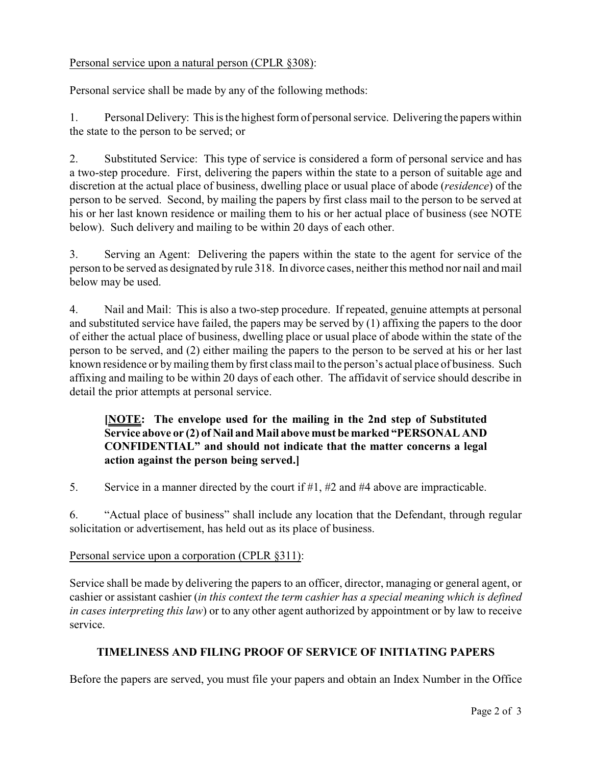Personal service upon a natural person (CPLR §308):

Personal service shall be made by any of the following methods:

1. Personal Delivery: This is the highest form of personal service. Delivering the papers within the state to the person to be served; or

2. Substituted Service: This type of service is considered a form of personal service and has a two-step procedure. First, delivering the papers within the state to a person of suitable age and discretion at the actual place of business, dwelling place or usual place of abode (*residence*) of the person to be served. Second, by mailing the papers by first class mail to the person to be served at his or her last known residence or mailing them to his or her actual place of business (see NOTE below). Such delivery and mailing to be within 20 days of each other.

3. Serving an Agent: Delivering the papers within the state to the agent for service of the person to be served as designated by rule 318. In divorce cases, neither this method nor nail and mail below may be used.

4. Nail and Mail: This is also a two-step procedure. If repeated, genuine attempts at personal and substituted service have failed, the papers may be served by (1) affixing the papers to the door of either the actual place of business, dwelling place or usual place of abode within the state of the person to be served, and (2) either mailing the papers to the person to be served at his or her last known residence or by mailing them by first class mail to the person's actual place of business. Such affixing and mailing to be within 20 days of each other. The affidavit of service should describe in detail the prior attempts at personal service.

> **[NOTE: The envelope used for the mailing in the 2nd step of Substituted Service above or (2) of Nail and Mail above must be marked "PERSONAL AND CONFIDENTIAL" and should not indicate that the matter concerns a legal action against the person being served.]**

5. Service in a manner directed by the court if #1, #2 and #4 above are impracticable.

6. "Actual place of business" shall include any location that the Defendant, through regular solicitation or advertisement, has held out as its place of business.

Personal service upon a corporation (CPLR §311):

Service shall be made by delivering the papers to an officer, director, managing or general agent, or cashier or assistant cashier (*in this context the term cashier has a special meaning which is defined in cases interpreting this law*) or to any other agent authorized by appointment or by law to receive service.

## TIMELINESS AND FILING PROOF OF SERVICE OF INITIATING PAPERS

Before the papers are served, you must file your papers and obtain an Index Number in the Office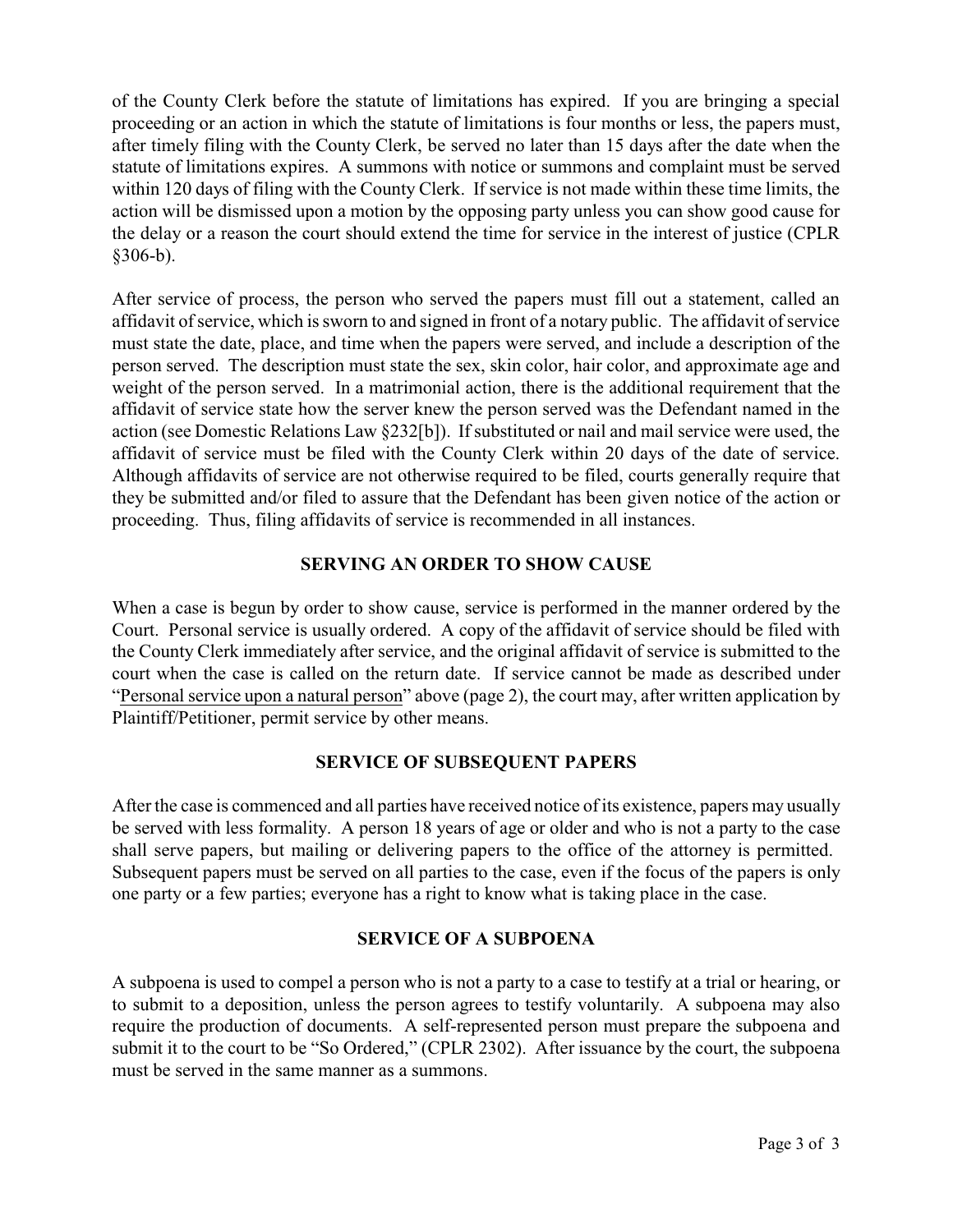of the County Clerk before the statute of limitations has expired. If you are bringing a special proceeding or an action in which the statute of limitations is four months or less, the papers must, after timely filing with the County Clerk, be served no later than 15 days after the date when the statute of limitations expires. A summons with notice or summons and complaint must be served within 120 days of filing with the County Clerk. If service is not made within these time limits, the action will be dismissed upon a motion by the opposing party unless you can show good cause for the delay or a reason the court should extend the time for service in the interest of justice (CPLR §306-b).

After service of process, the person who served the papers must fill out a statement, called an affidavit of service, which is sworn to and signed in front of a notary public. The affidavit of service must state the date, place, and time when the papers were served, and include a description of the person served. The description must state the sex, skin color, hair color, and approximate age and weight of the person served. In a matrimonial action, there is the additional requirement that the affidavit of service state how the server knew the person served was the Defendant named in the action (see Domestic Relations Law §232[b]). If substituted or nail and mail service were used, the affidavit of service must be filed with the County Clerk within 20 days of the date of service. Although affidavits of service are not otherwise required to be filed, courts generally require that they be submitted and/or filed to assure that the Defendant has been given notice of the action or proceeding. Thus, filing affidavits of service is recommended in all instances.

## SERVING AN ORDER TO SHOW CAUSE

When a case is begun by order to show cause, service is performed in the manner ordered by the Court. Personal service is usually ordered. A copy of the affidavit of service should be filed with the County Clerk immediately after service, and the original affidavit of service is submitted to the court when the case is called on the return date. If service cannot be made as described under "Personal service upon a natural person" above (page 2), the court may, after written application by Plaintiff/Petitioner, permit service by other means.

## SERVICE OF SUBSEQUENT PAPERS

After the case is commenced and all parties have received notice of its existence, papers may usually be served with less formality. A person 18 years of age or older and who is not a party to the case shall serve papers, but mailing or delivering papers to the office of the attorney is permitted. Subsequent papers must be served on all parties to the case, even if the focus of the papers is only one party or a few parties; everyone has a right to know what is taking place in the case.

## SERVICE OF A SUBPOENA

A subpoena is used to compel a person who is not a party to a case to testify at a trial or hearing, or to submit to a deposition, unless the person agrees to testify voluntarily. A subpoena may also require the production of documents. A self-represented person must prepare the subpoena and submit it to the court to be "So Ordered," (CPLR 2302). After issuance by the court, the subpoena must be served in the same manner as a summons.